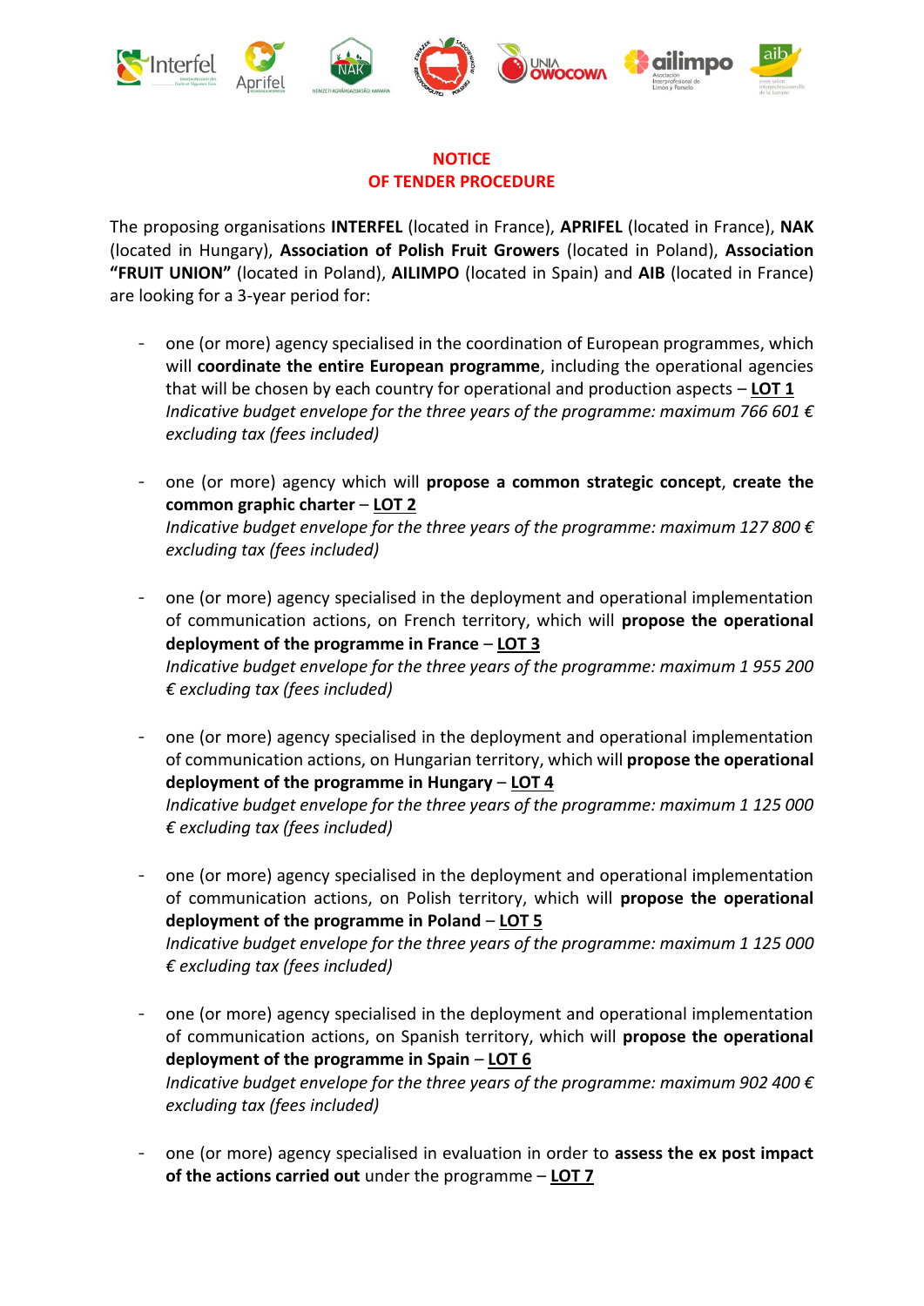**NOTICE**
**OF TENDER PROCEDURE**

The proposing organisations **INTERFEL** (located in France), **APRIFEL** (located in France), **NAK** (located in Hungary), **Association of Polish Fruit Growers** (located in Poland), **Association "FRUIT UNION"** (located in Poland), **AILIMPO** (located in Spain) and **AIB** (located in France) are looking for a 3-year period for:

- one (or more) agency specialised in the coordination of European programmes, which will **coordinate the entire European programme**, including the operational agencies that will be chosen by each country for operational and production aspects – **LOT 1**
  *Indicative budget envelope for the three years of the programme: maximum 766 601 € excluding tax (fees included)*

- one (or more) agency which will **propose a common strategic concept**, **create the common graphic charter** – **LOT 2**
  *Indicative budget envelope for the three years of the programme: maximum 127 800 € excluding tax (fees included)*

- one (or more) agency specialised in the deployment and operational implementation of communication actions, on French territory, which will **propose the operational deployment of the programme in France** – **LOT 3**
  *Indicative budget envelope for the three years of the programme: maximum 1 955 200 € excluding tax (fees included)*

- one (or more) agency specialised in the deployment and operational implementation of communication actions, on Hungarian territory, which will **propose the operational deployment of the programme in Hungary** – **LOT 4**
  *Indicative budget envelope for the three years of the programme: maximum 1 125 000 € excluding tax (fees included)*

- one (or more) agency specialised in the deployment and operational implementation of communication actions, on Polish territory, which will **propose the operational deployment of the programme in Poland** – **LOT 5**
  *Indicative budget envelope for the three years of the programme: maximum 1 125 000 € excluding tax (fees included)*

- one (or more) agency specialised in the deployment and operational implementation of communication actions, on Spanish territory, which will **propose the operational deployment of the programme in Spain** – **LOT 6**
  *Indicative budget envelope for the three years of the programme: maximum 902 400 € excluding tax (fees included)*

- one (or more) agency specialised in evaluation in order to **assess the ex post impact of the actions carried out** under the programme – **LOT 7**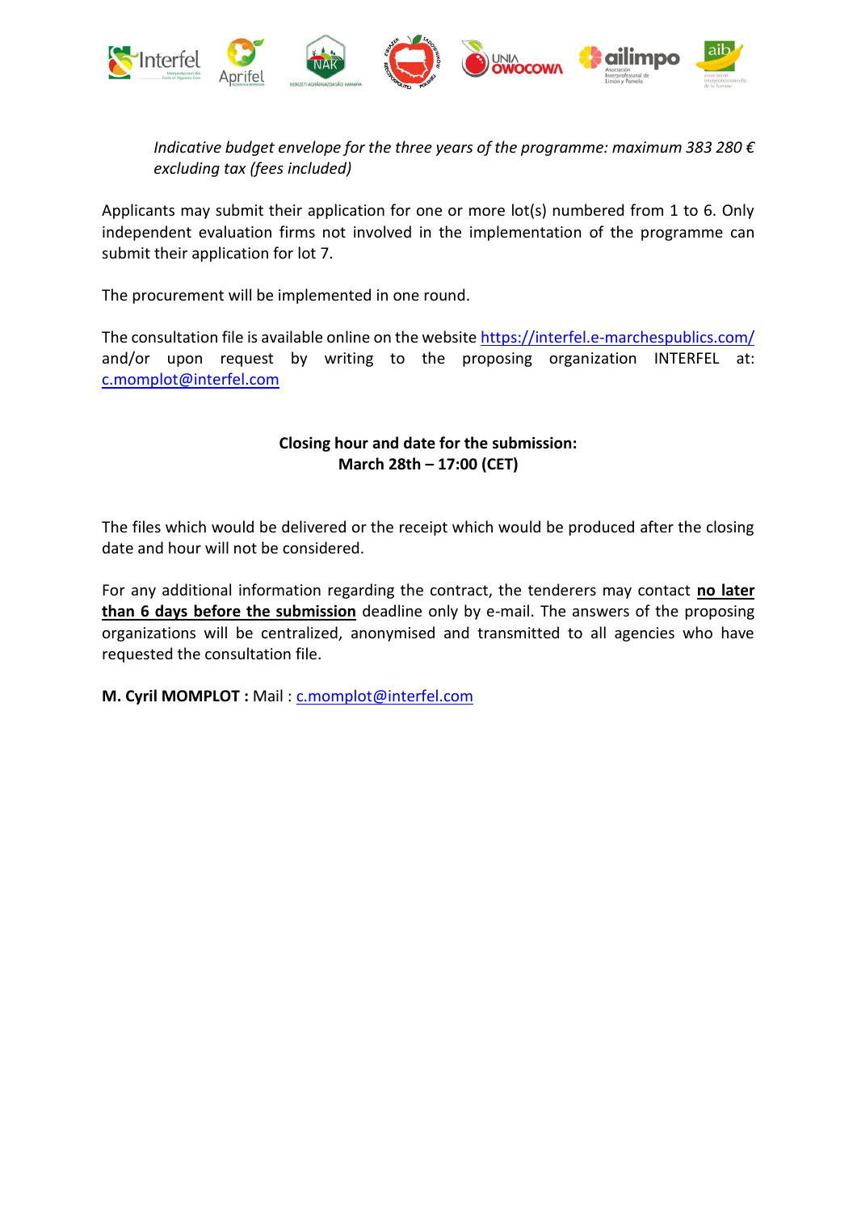*Indicative budget envelope for the three years of the programme: maximum 383 280 € excluding tax (fees included)*

Applicants may submit their application for one or more lot(s) numbered from 1 to 6. Only independent evaluation firms not involved in the implementation of the programme can submit their application for lot 7.

The procurement will be implemented in one round.

The consultation file is available online on the website [https://interfel.e-marchespublics.com/](https://interfel.e-marchespublics.com/) and/or upon request by writing to the proposing organization INTERFEL at: [c.momplot@interfel.com](mailto:c.momplot@interfel.com)

**Closing hour and date for the submission:**
**March 28th – 17:00 (CET)**

The files which would be delivered or the receipt which would be produced after the closing date and hour will not be considered.

For any additional information regarding the contract, the tenderers may contact **no later than 6 days before the submission** deadline only by e-mail. The answers of the proposing organizations will be centralized, anonymised and transmitted to all agencies who have requested the consultation file.

**M. Cyril MOMPLOT :** Mail : [c.momplot@interfel.com](mailto:c.momplot@interfel.com)